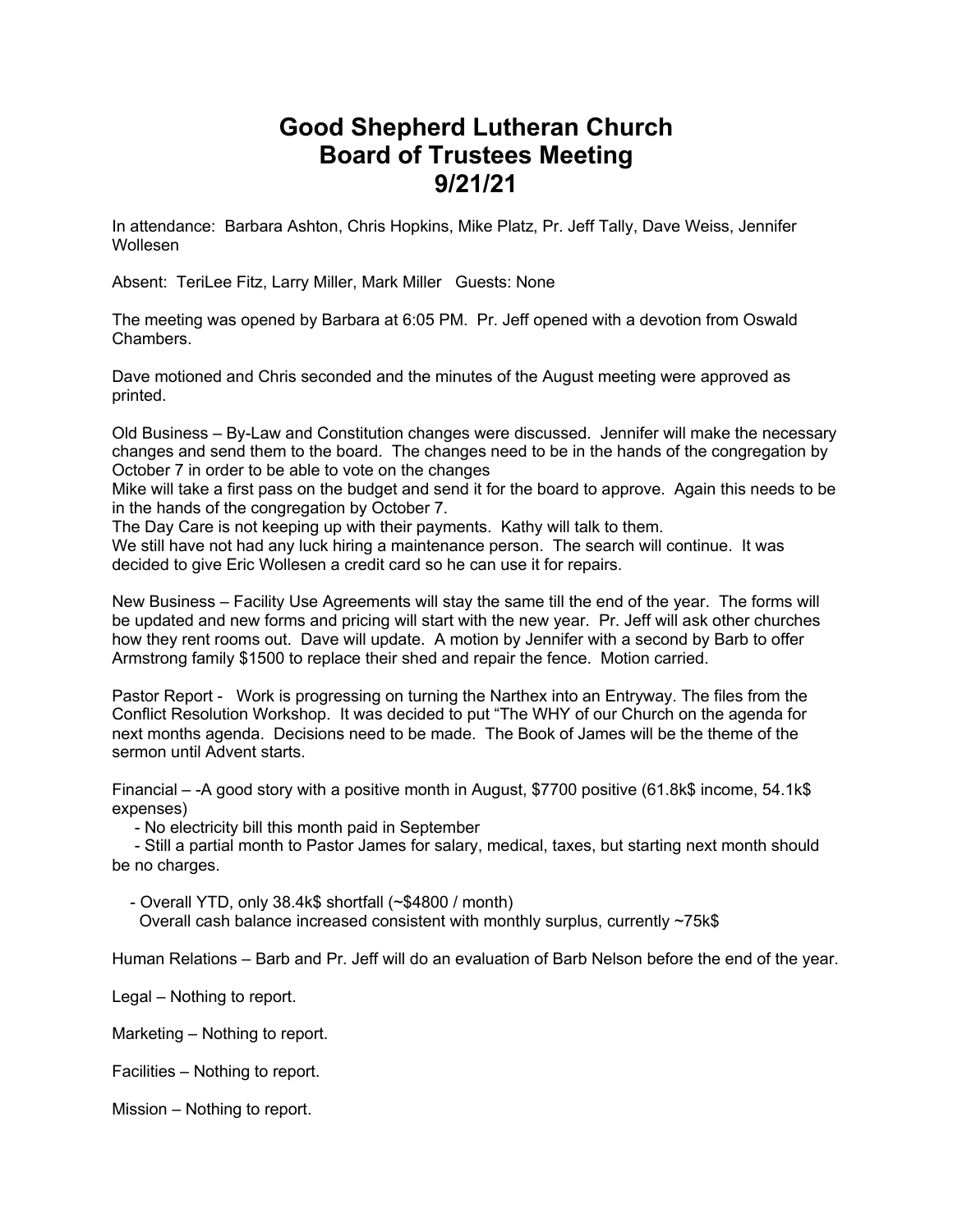# Good Shepherd Lutheran Church
# Board of Trustees Meeting
# 9/21/21

In attendance: Barbara Ashton, Chris Hopkins, Mike Platz, Pr. Jeff Tally, Dave Weiss, Jennifer Wollesen

Absent: TeriLee Fitz, Larry Miller, Mark Miller Guests: None

The meeting was opened by Barbara at 6:05 PM. Pr. Jeff opened with a devotion from Oswald Chambers.

Dave motioned and Chris seconded and the minutes of the August meeting were approved as printed.

Old Business – By-Law and Constitution changes were discussed. Jennifer will make the necessary changes and send them to the board. The changes need to be in the hands of the congregation by October 7 in order to be able to vote on the changes
Mike will take a first pass on the budget and send it for the board to approve. Again this needs to be in the hands of the congregation by October 7.
The Day Care is not keeping up with their payments. Kathy will talk to them.
We still have not had any luck hiring a maintenance person. The search will continue. It was decided to give Eric Wollesen a credit card so he can use it for repairs.

New Business – Facility Use Agreements will stay the same till the end of the year. The forms will be updated and new forms and pricing will start with the new year. Pr. Jeff will ask other churches how they rent rooms out. Dave will update. A motion by Jennifer with a second by Barb to offer Armstrong family $1500 to replace their shed and repair the fence. Motion carried.

Pastor Report - Work is progressing on turning the Narthex into an Entryway. The files from the Conflict Resolution Workshop. It was decided to put "The WHY of our Church on the agenda for next months agenda. Decisions need to be made. The Book of James will be the theme of the sermon until Advent starts.

Financial – -A good story with a positive month in August, $7700 positive (61.8k$ income, 54.1k$ expenses)

- No electricity bill this month paid in September
- Still a partial month to Pastor James for salary, medical, taxes, but starting next month should be no charges.

- Overall YTD, only 38.4k$ shortfall (~$4800 / month)
  Overall cash balance increased consistent with monthly surplus, currently ~75k$

Human Relations – Barb and Pr. Jeff will do an evaluation of Barb Nelson before the end of the year.

Legal – Nothing to report.

Marketing – Nothing to report.

Facilities – Nothing to report.

Mission – Nothing to report.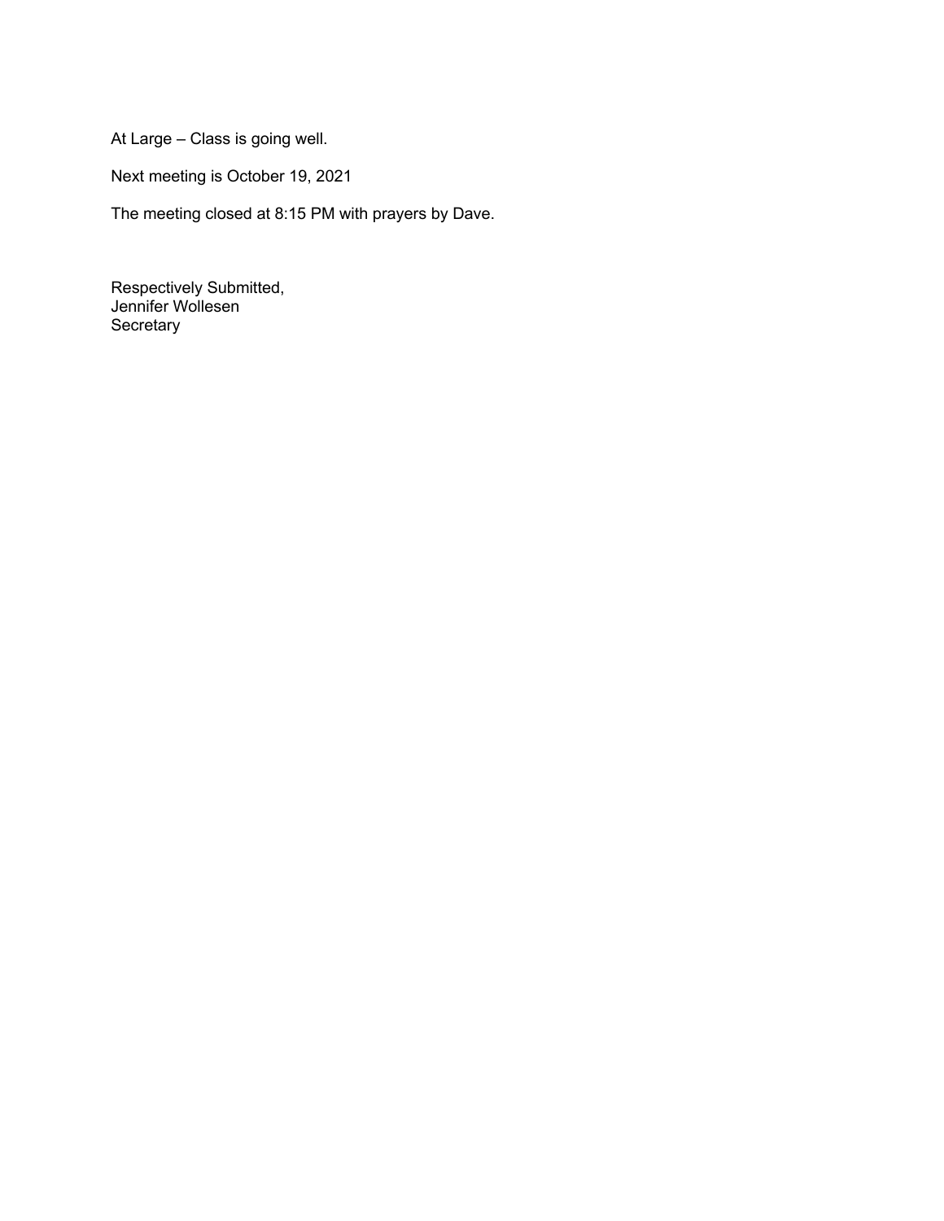At Large – Class is going well.

Next meeting is October 19, 2021

The meeting closed at 8:15 PM with prayers by Dave.

Respectively Submitted,
Jennifer Wollesen
Secretary